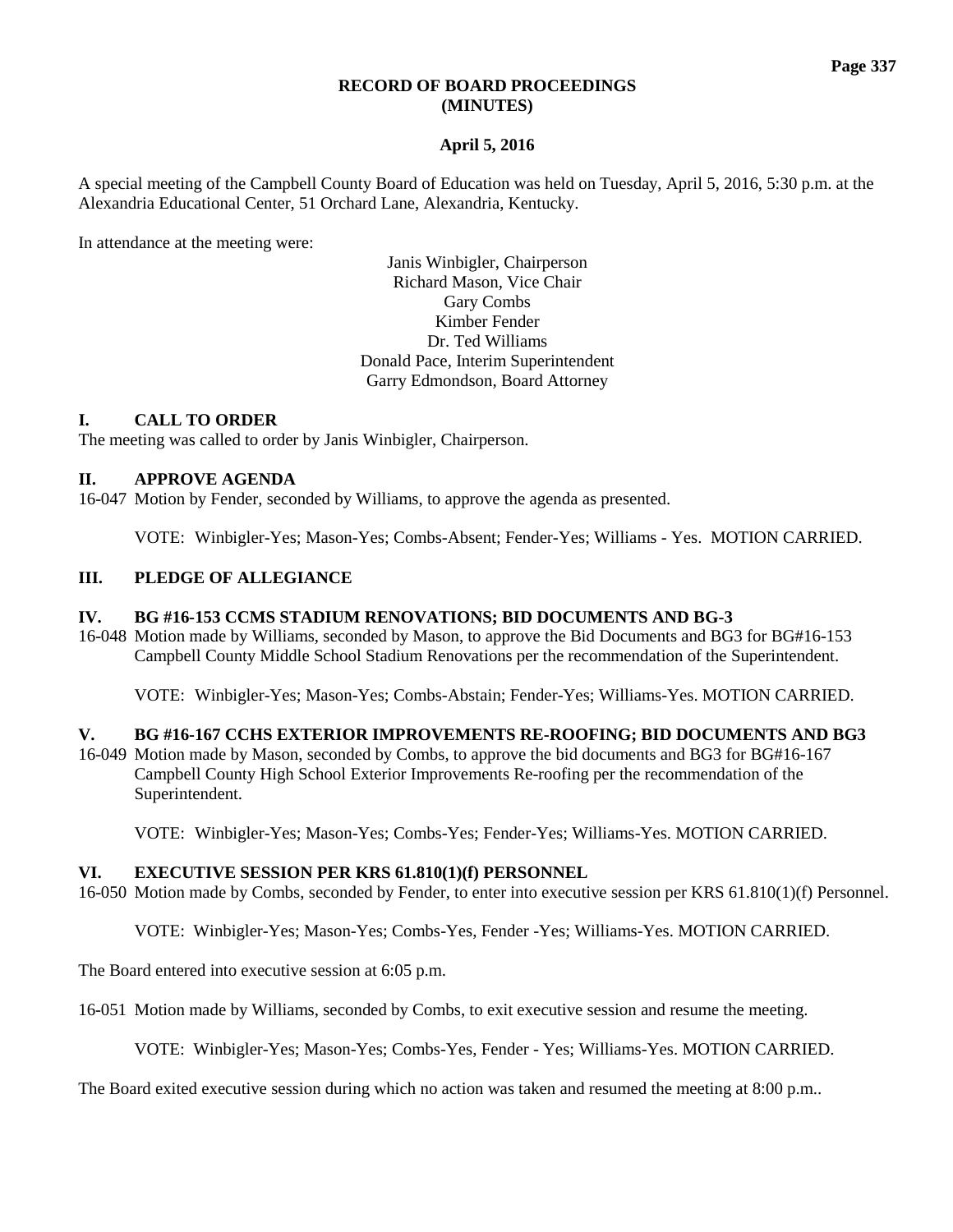# RECORD OF BOARD PROCEEDINGS (MINUTES)

**April 5, 2016**

A special meeting of the Campbell County Board of Education was held on Tuesday, April 5, 2016, 5:30 p.m. at the Alexandria Educational Center, 51 Orchard Lane, Alexandria, Kentucky.

In attendance at the meeting were:

Janis Winbigler, Chairperson
Richard Mason, Vice Chair
Gary Combs
Kimber Fender
Dr. Ted Williams
Donald Pace, Interim Superintendent
Garry Edmondson, Board Attorney

## I. CALL TO ORDER

The meeting was called to order by Janis Winbigler, Chairperson.

## II. APPROVE AGENDA

16-047 Motion by Fender, seconded by Williams, to approve the agenda as presented.

VOTE: Winbigler-Yes; Mason-Yes; Combs-Absent; Fender-Yes; Williams - Yes. MOTION CARRIED.

## III. PLEDGE OF ALLEGIANCE

## IV. BG #16-153 CCMS STADIUM RENOVATIONS; BID DOCUMENTS AND BG-3

16-048 Motion made by Williams, seconded by Mason, to approve the Bid Documents and BG3 for BG#16-153 Campbell County Middle School Stadium Renovations per the recommendation of the Superintendent.

VOTE: Winbigler-Yes; Mason-Yes; Combs-Abstain; Fender-Yes; Williams-Yes. MOTION CARRIED.

## V. BG #16-167 CCHS EXTERIOR IMPROVEMENTS RE-ROOFING; BID DOCUMENTS AND BG3

16-049 Motion made by Mason, seconded by Combs, to approve the bid documents and BG3 for BG#16-167 Campbell County High School Exterior Improvements Re-roofing per the recommendation of the Superintendent.

VOTE: Winbigler-Yes; Mason-Yes; Combs-Yes; Fender-Yes; Williams-Yes. MOTION CARRIED.

## VI. EXECUTIVE SESSION PER KRS 61.810(1)(f) PERSONNEL

16-050 Motion made by Combs, seconded by Fender, to enter into executive session per KRS 61.810(1)(f) Personnel.

VOTE: Winbigler-Yes; Mason-Yes; Combs-Yes, Fender -Yes; Williams-Yes. MOTION CARRIED.

The Board entered into executive session at 6:05 p.m.

16-051 Motion made by Williams, seconded by Combs, to exit executive session and resume the meeting.

VOTE: Winbigler-Yes; Mason-Yes; Combs-Yes, Fender - Yes; Williams-Yes. MOTION CARRIED.

The Board exited executive session during which no action was taken and resumed the meeting at 8:00 p.m..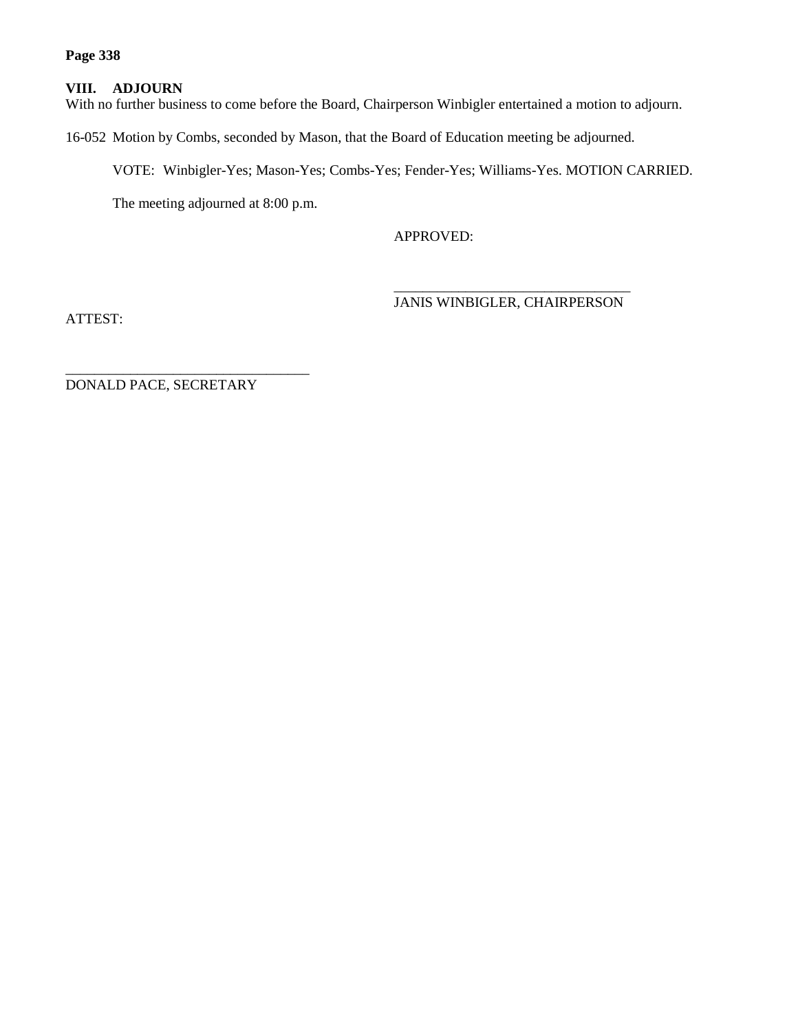## VIII. ADJOURN

With no further business to come before the Board, Chairperson Winbigler entertained a motion to adjourn.

16-052 Motion by Combs, seconded by Mason, that the Board of Education meeting be adjourned.

VOTE: Winbigler-Yes; Mason-Yes; Combs-Yes; Fender-Yes; Williams-Yes. MOTION CARRIED.

The meeting adjourned at 8:00 p.m.

APPROVED:

_________________________________
JANIS WINBIGLER, CHAIRPERSON

ATTEST:

_________________________________
DONALD PACE, SECRETARY